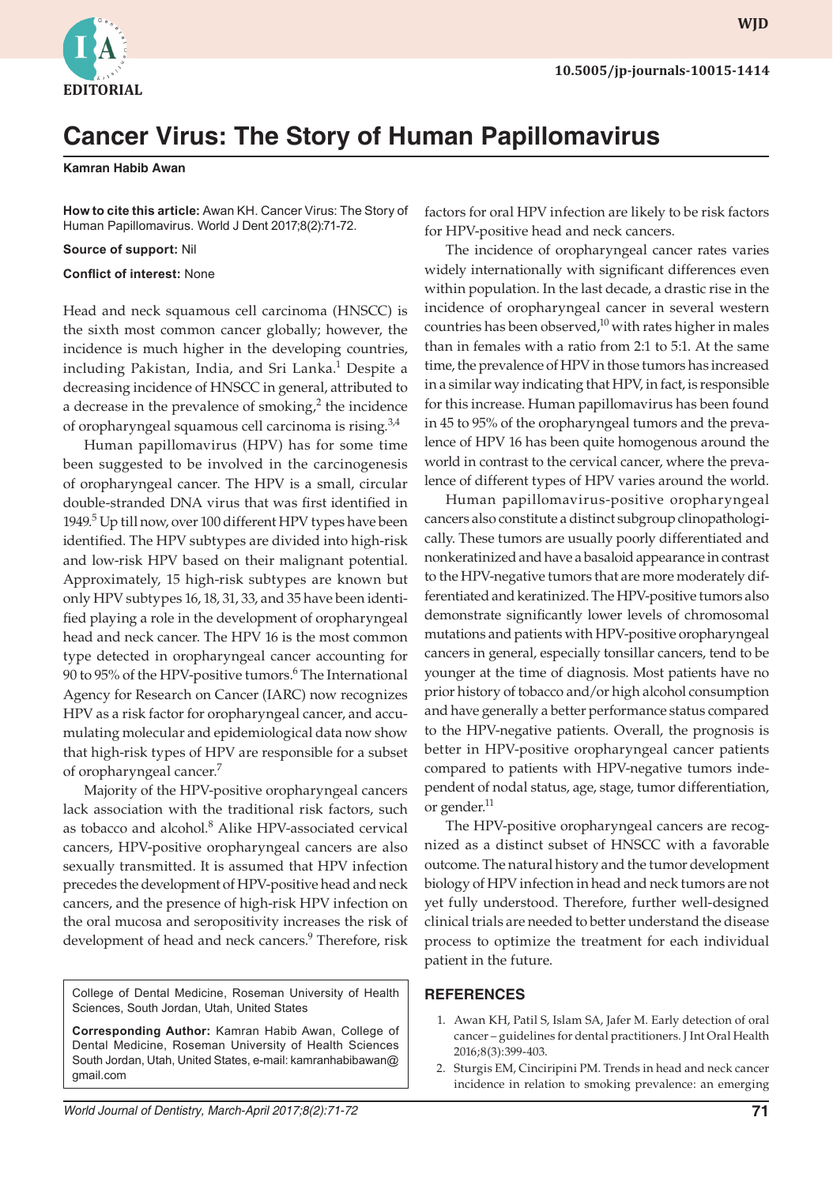EDITORIAL

10.5005/jp-journals-10015-1414

# Cancer Virus: The Story of Human Papillomavirus

**Kamran Habib Awan**

**How to cite this article:** Awan KH. Cancer Virus: The Story of Human Papillomavirus. World J Dent 2017;8(2):71-72.

**Source of support:** Nil

**Conflict of interest:** None

Head and neck squamous cell carcinoma (HNSCC) is the sixth most common cancer globally; however, the incidence is much higher in the developing countries, including Pakistan, India, and Sri Lanka.[1] Despite a decreasing incidence of HNSCC in general, attributed to a decrease in the prevalence of smoking,[2] the incidence of oropharyngeal squamous cell carcinoma is rising.[3,4]

Human papillomavirus (HPV) has for some time been suggested to be involved in the carcinogenesis of oropharyngeal cancer. The HPV is a small, circular double-stranded DNA virus that was first identified in 1949.[5] Up till now, over 100 different HPV types have been identified. The HPV subtypes are divided into high-risk and low-risk HPV based on their malignant potential. Approximately, 15 high-risk subtypes are known but only HPV subtypes 16, 18, 31, 33, and 35 have been identified playing a role in the development of oropharyngeal head and neck cancer. The HPV 16 is the most common type detected in oropharyngeal cancer accounting for 90 to 95% of the HPV-positive tumors.[6] The International Agency for Research on Cancer (IARC) now recognizes HPV as a risk factor for oropharyngeal cancer, and accumulating molecular and epidemiological data now show that high-risk types of HPV are responsible for a subset of oropharyngeal cancer.[7]

Majority of the HPV-positive oropharyngeal cancers lack association with the traditional risk factors, such as tobacco and alcohol.[8] Alike HPV-associated cervical cancers, HPV-positive oropharyngeal cancers are also sexually transmitted. It is assumed that HPV infection precedes the development of HPV-positive head and neck cancers, and the presence of high-risk HPV infection on the oral mucosa and seropositivity increases the risk of development of head and neck cancers.[9] Therefore, risk factors for oral HPV infection are likely to be risk factors for HPV-positive head and neck cancers.

The incidence of oropharyngeal cancer rates varies widely internationally with significant differences even within population. In the last decade, a drastic rise in the incidence of oropharyngeal cancer in several western countries has been observed,[10] with rates higher in males than in females with a ratio from 2:1 to 5:1. At the same time, the prevalence of HPV in those tumors has increased in a similar way indicating that HPV, in fact, is responsible for this increase. Human papillomavirus has been found in 45 to 95% of the oropharyngeal tumors and the prevalence of HPV 16 has been quite homogenous around the world in contrast to the cervical cancer, where the prevalence of different types of HPV varies around the world.

Human papillomavirus-positive oropharyngeal cancers also constitute a distinct subgroup clinopathologically. These tumors are usually poorly differentiated and nonkeratinized and have a basaloid appearance in contrast to the HPV-negative tumors that are more moderately differentiated and keratinized. The HPV-positive tumors also demonstrate significantly lower levels of chromosomal mutations and patients with HPV-positive oropharyngeal cancers in general, especially tonsillar cancers, tend to be younger at the time of diagnosis. Most patients have no prior history of tobacco and/or high alcohol consumption and have generally a better performance status compared to the HPV-negative patients. Overall, the prognosis is better in HPV-positive oropharyngeal cancer patients compared to patients with HPV-negative tumors independent of nodal status, age, stage, tumor differentiation, or gender.[11]

The HPV-positive oropharyngeal cancers are recognized as a distinct subset of HNSCC with a favorable outcome. The natural history and the tumor development biology of HPV infection in head and neck tumors are not yet fully understood. Therefore, further well-designed clinical trials are needed to better understand the disease process to optimize the treatment for each individual patient in the future.

College of Dental Medicine, Roseman University of Health Sciences, South Jordan, Utah, United States

**Corresponding Author:** Kamran Habib Awan, College of Dental Medicine, Roseman University of Health Sciences South Jordan, Utah, United States, e-mail: kamranhabibawan@gmail.com

## REFERENCES

1. Awan KH, Patil S, Islam SA, Jafer M. Early detection of oral cancer – guidelines for dental practitioners. J Int Oral Health 2016;8(3):399-403.
2. Sturgis EM, Cinciripini PM. Trends in head and neck cancer incidence in relation to smoking prevalence: an emerging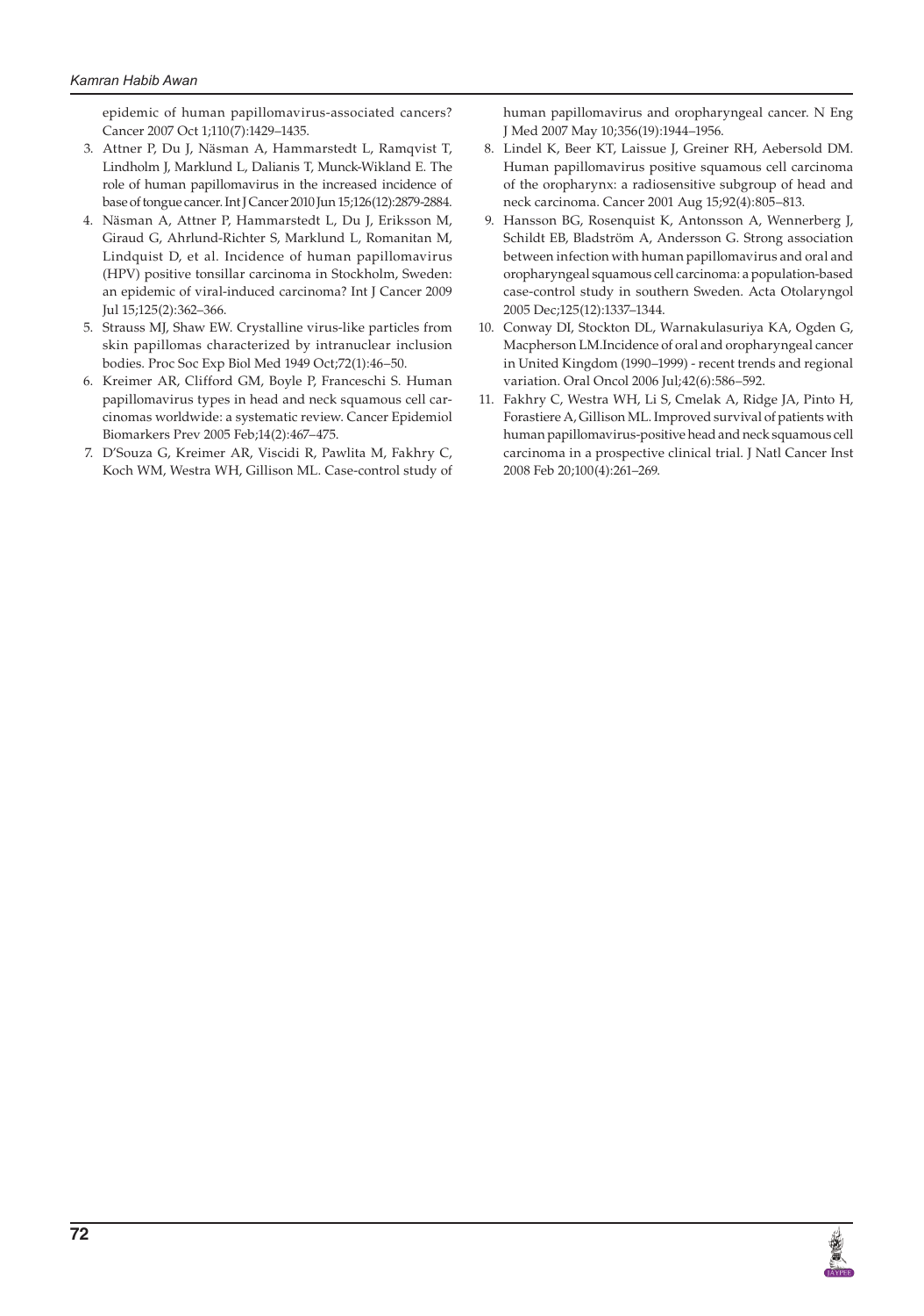epidemic of human papillomavirus-associated cancers? Cancer 2007 Oct 1;110(7):1429–1435.

3. Attner P, Du J, Näsman A, Hammarstedt L, Ramqvist T, Lindholm J, Marklund L, Dalianis T, Munck-Wikland E. The role of human papillomavirus in the increased incidence of base of tongue cancer. Int J Cancer 2010 Jun 15;126(12):2879-2884.
4. Näsman A, Attner P, Hammarstedt L, Du J, Eriksson M, Giraud G, Ahrlund-Richter S, Marklund L, Romanitan M, Lindquist D, et al. Incidence of human papillomavirus (HPV) positive tonsillar carcinoma in Stockholm, Sweden: an epidemic of viral-induced carcinoma? Int J Cancer 2009 Jul 15;125(2):362–366.
5. Strauss MJ, Shaw EW. Crystalline virus-like particles from skin papillomas characterized by intranuclear inclusion bodies. Proc Soc Exp Biol Med 1949 Oct;72(1):46–50.
6. Kreimer AR, Clifford GM, Boyle P, Franceschi S. Human papillomavirus types in head and neck squamous cell carcinomas worldwide: a systematic review. Cancer Epidemiol Biomarkers Prev 2005 Feb;14(2):467–475.
7. D'Souza G, Kreimer AR, Viscidi R, Pawlita M, Fakhry C, Koch WM, Westra WH, Gillison ML. Case-control study of human papillomavirus and oropharyngeal cancer. N Eng J Med 2007 May 10;356(19):1944–1956.
8. Lindel K, Beer KT, Laissue J, Greiner RH, Aebersold DM. Human papillomavirus positive squamous cell carcinoma of the oropharynx: a radiosensitive subgroup of head and neck carcinoma. Cancer 2001 Aug 15;92(4):805–813.
9. Hansson BG, Rosenquist K, Antonsson A, Wennerberg J, Schildt EB, Bladström A, Andersson G. Strong association between infection with human papillomavirus and oral and oropharyngeal squamous cell carcinoma: a population-based case-control study in southern Sweden. Acta Otolaryngol 2005 Dec;125(12):1337–1344.
10. Conway DI, Stockton DL, Warnakulasuriya KA, Ogden G, Macpherson LM.Incidence of oral and oropharyngeal cancer in United Kingdom (1990–1999) - recent trends and regional variation. Oral Oncol 2006 Jul;42(6):586–592.
11. Fakhry C, Westra WH, Li S, Cmelak A, Ridge JA, Pinto H, Forastiere A, Gillison ML. Improved survival of patients with human papillomavirus-positive head and neck squamous cell carcinoma in a prospective clinical trial. J Natl Cancer Inst 2008 Feb 20;100(4):261–269.